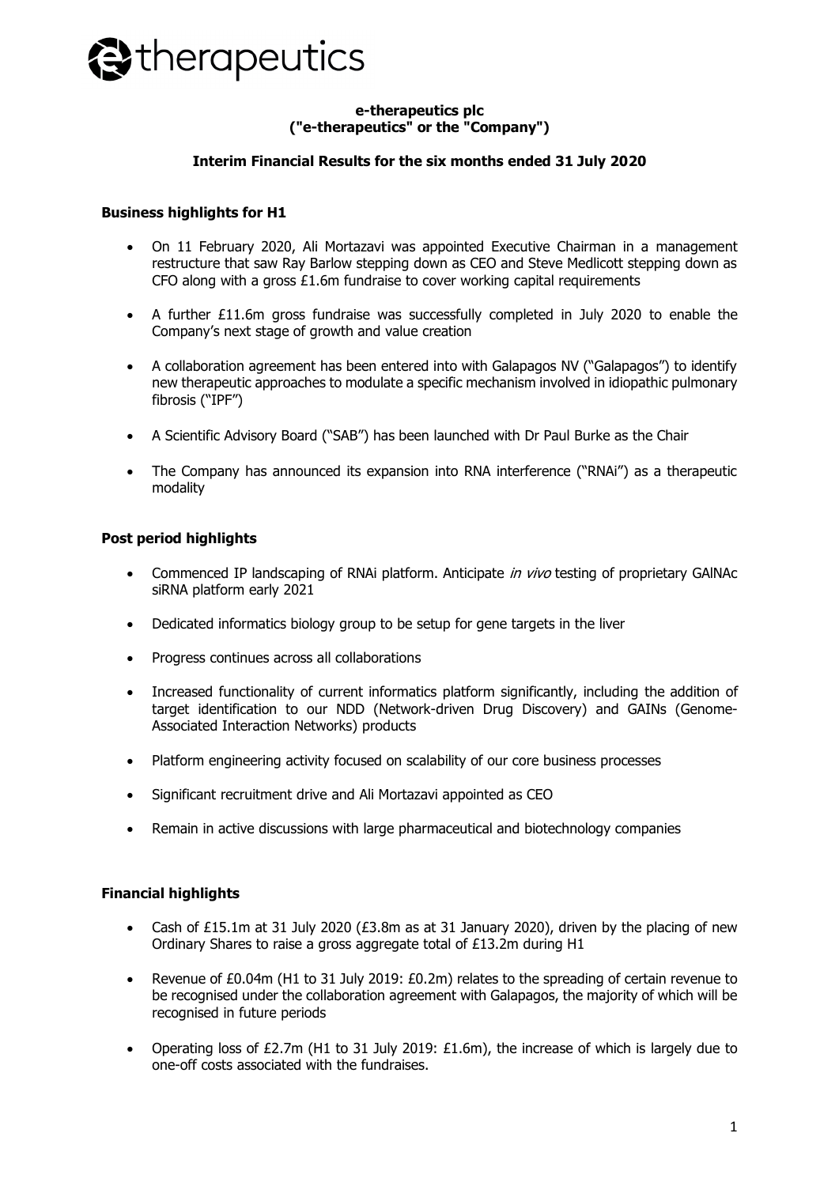# e-therapeutics

**e-therapeutics plc**
**("e-therapeutics" or the "Company")**

**Interim Financial Results for the six months ended 31 July 2020**

### Business highlights for H1

- On 11 February 2020, Ali Mortazavi was appointed Executive Chairman in a management restructure that saw Ray Barlow stepping down as CEO and Steve Medlicott stepping down as CFO along with a gross £1.6m fundraise to cover working capital requirements
- A further £11.6m gross fundraise was successfully completed in July 2020 to enable the Company's next stage of growth and value creation
- A collaboration agreement has been entered into with Galapagos NV ("Galapagos") to identify new therapeutic approaches to modulate a specific mechanism involved in idiopathic pulmonary fibrosis ("IPF")
- A Scientific Advisory Board ("SAB") has been launched with Dr Paul Burke as the Chair
- The Company has announced its expansion into RNA interference ("RNAi") as a therapeutic modality

### Post period highlights

- Commenced IP landscaping of RNAi platform. Anticipate *in vivo* testing of proprietary GAlNAc siRNA platform early 2021
- Dedicated informatics biology group to be setup for gene targets in the liver
- Progress continues across all collaborations
- Increased functionality of current informatics platform significantly, including the addition of target identification to our NDD (Network-driven Drug Discovery) and GAINs (Genome-Associated Interaction Networks) products
- Platform engineering activity focused on scalability of our core business processes
- Significant recruitment drive and Ali Mortazavi appointed as CEO
- Remain in active discussions with large pharmaceutical and biotechnology companies

### Financial highlights

- Cash of £15.1m at 31 July 2020 (£3.8m as at 31 January 2020), driven by the placing of new Ordinary Shares to raise a gross aggregate total of £13.2m during H1
- Revenue of £0.04m (H1 to 31 July 2019: £0.2m) relates to the spreading of certain revenue to be recognised under the collaboration agreement with Galapagos, the majority of which will be recognised in future periods
- Operating loss of £2.7m (H1 to 31 July 2019: £1.6m), the increase of which is largely due to one-off costs associated with the fundraises.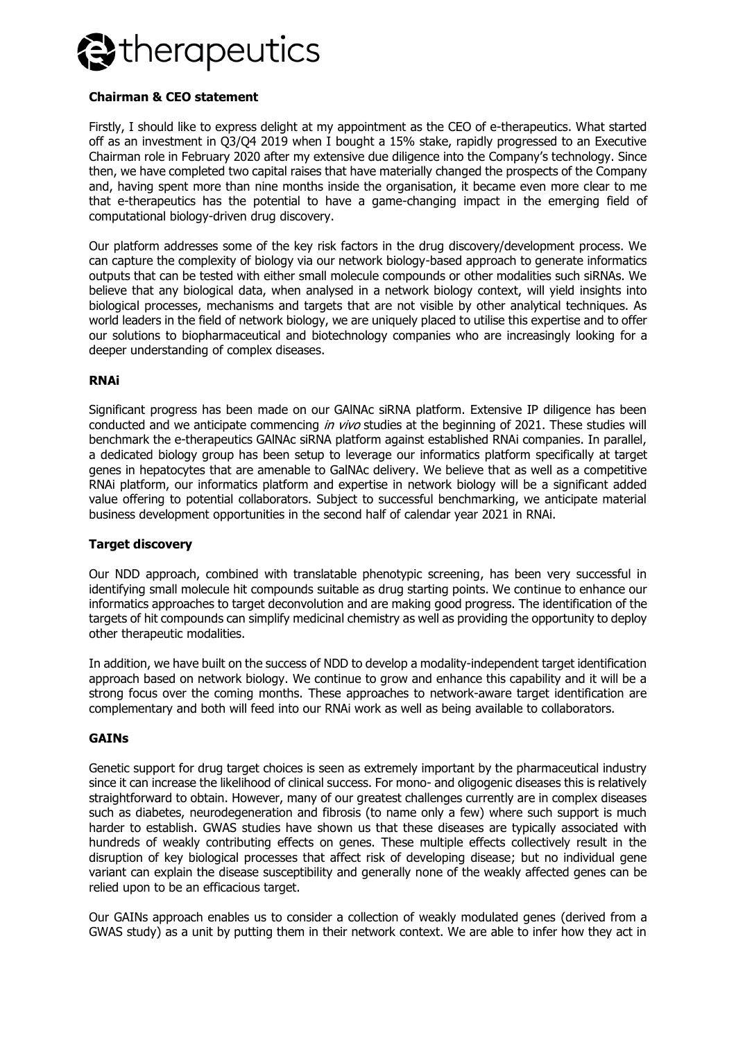**Chairman & CEO statement**

Firstly, I should like to express delight at my appointment as the CEO of e-therapeutics. What started off as an investment in Q3/Q4 2019 when I bought a 15% stake, rapidly progressed to an Executive Chairman role in February 2020 after my extensive due diligence into the Company's technology. Since then, we have completed two capital raises that have materially changed the prospects of the Company and, having spent more than nine months inside the organisation, it became even more clear to me that e-therapeutics has the potential to have a game-changing impact in the emerging field of computational biology-driven drug discovery.

Our platform addresses some of the key risk factors in the drug discovery/development process. We can capture the complexity of biology via our network biology-based approach to generate informatics outputs that can be tested with either small molecule compounds or other modalities such siRNAs. We believe that any biological data, when analysed in a network biology context, will yield insights into biological processes, mechanisms and targets that are not visible by other analytical techniques. As world leaders in the field of network biology, we are uniquely placed to utilise this expertise and to offer our solutions to biopharmaceutical and biotechnology companies who are increasingly looking for a deeper understanding of complex diseases.

**RNAi**

Significant progress has been made on our GAlNAc siRNA platform. Extensive IP diligence has been conducted and we anticipate commencing *in vivo* studies at the beginning of 2021. These studies will benchmark the e-therapeutics GAlNAc siRNA platform against established RNAi companies. In parallel, a dedicated biology group has been setup to leverage our informatics platform specifically at target genes in hepatocytes that are amenable to GalNAc delivery. We believe that as well as a competitive RNAi platform, our informatics platform and expertise in network biology will be a significant added value offering to potential collaborators. Subject to successful benchmarking, we anticipate material business development opportunities in the second half of calendar year 2021 in RNAi.

**Target discovery**

Our NDD approach, combined with translatable phenotypic screening, has been very successful in identifying small molecule hit compounds suitable as drug starting points. We continue to enhance our informatics approaches to target deconvolution and are making good progress. The identification of the targets of hit compounds can simplify medicinal chemistry as well as providing the opportunity to deploy other therapeutic modalities.

In addition, we have built on the success of NDD to develop a modality-independent target identification approach based on network biology. We continue to grow and enhance this capability and it will be a strong focus over the coming months. These approaches to network-aware target identification are complementary and both will feed into our RNAi work as well as being available to collaborators.

**GAINs**

Genetic support for drug target choices is seen as extremely important by the pharmaceutical industry since it can increase the likelihood of clinical success. For mono- and oligogenic diseases this is relatively straightforward to obtain. However, many of our greatest challenges currently are in complex diseases such as diabetes, neurodegeneration and fibrosis (to name only a few) where such support is much harder to establish. GWAS studies have shown us that these diseases are typically associated with hundreds of weakly contributing effects on genes. These multiple effects collectively result in the disruption of key biological processes that affect risk of developing disease; but no individual gene variant can explain the disease susceptibility and generally none of the weakly affected genes can be relied upon to be an efficacious target.

Our GAINs approach enables us to consider a collection of weakly modulated genes (derived from a GWAS study) as a unit by putting them in their network context. We are able to infer how they act in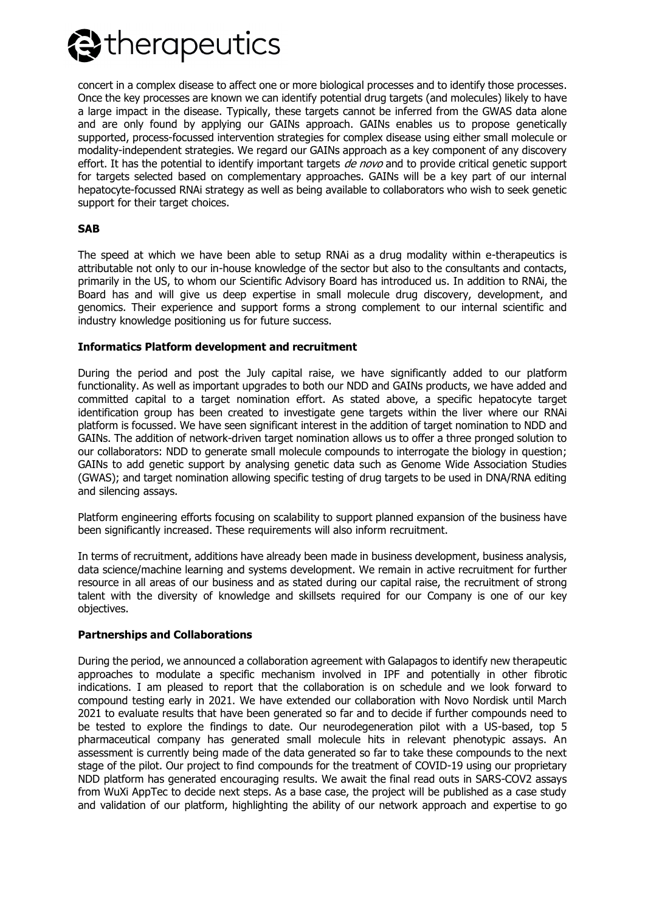concert in a complex disease to affect one or more biological processes and to identify those processes. Once the key processes are known we can identify potential drug targets (and molecules) likely to have a large impact in the disease. Typically, these targets cannot be inferred from the GWAS data alone and are only found by applying our GAINs approach. GAINs enables us to propose genetically supported, process-focussed intervention strategies for complex disease using either small molecule or modality-independent strategies. We regard our GAINs approach as a key component of any discovery effort. It has the potential to identify important targets *de novo* and to provide critical genetic support for targets selected based on complementary approaches. GAINs will be a key part of our internal hepatocyte-focussed RNAi strategy as well as being available to collaborators who wish to seek genetic support for their target choices.

**SAB**

The speed at which we have been able to setup RNAi as a drug modality within e-therapeutics is attributable not only to our in-house knowledge of the sector but also to the consultants and contacts, primarily in the US, to whom our Scientific Advisory Board has introduced us. In addition to RNAi, the Board has and will give us deep expertise in small molecule drug discovery, development, and genomics. Their experience and support forms a strong complement to our internal scientific and industry knowledge positioning us for future success.

**Informatics Platform development and recruitment**

During the period and post the July capital raise, we have significantly added to our platform functionality. As well as important upgrades to both our NDD and GAINs products, we have added and committed capital to a target nomination effort. As stated above, a specific hepatocyte target identification group has been created to investigate gene targets within the liver where our RNAi platform is focussed. We have seen significant interest in the addition of target nomination to NDD and GAINs. The addition of network-driven target nomination allows us to offer a three pronged solution to our collaborators: NDD to generate small molecule compounds to interrogate the biology in question; GAINs to add genetic support by analysing genetic data such as Genome Wide Association Studies (GWAS); and target nomination allowing specific testing of drug targets to be used in DNA/RNA editing and silencing assays.

Platform engineering efforts focusing on scalability to support planned expansion of the business have been significantly increased. These requirements will also inform recruitment.

In terms of recruitment, additions have already been made in business development, business analysis, data science/machine learning and systems development. We remain in active recruitment for further resource in all areas of our business and as stated during our capital raise, the recruitment of strong talent with the diversity of knowledge and skillsets required for our Company is one of our key objectives.

**Partnerships and Collaborations**

During the period, we announced a collaboration agreement with Galapagos to identify new therapeutic approaches to modulate a specific mechanism involved in IPF and potentially in other fibrotic indications. I am pleased to report that the collaboration is on schedule and we look forward to compound testing early in 2021. We have extended our collaboration with Novo Nordisk until March 2021 to evaluate results that have been generated so far and to decide if further compounds need to be tested to explore the findings to date. Our neurodegeneration pilot with a US-based, top 5 pharmaceutical company has generated small molecule hits in relevant phenotypic assays. An assessment is currently being made of the data generated so far to take these compounds to the next stage of the pilot. Our project to find compounds for the treatment of COVID-19 using our proprietary NDD platform has generated encouraging results. We await the final read outs in SARS-COV2 assays from WuXi AppTec to decide next steps. As a base case, the project will be published as a case study and validation of our platform, highlighting the ability of our network approach and expertise to go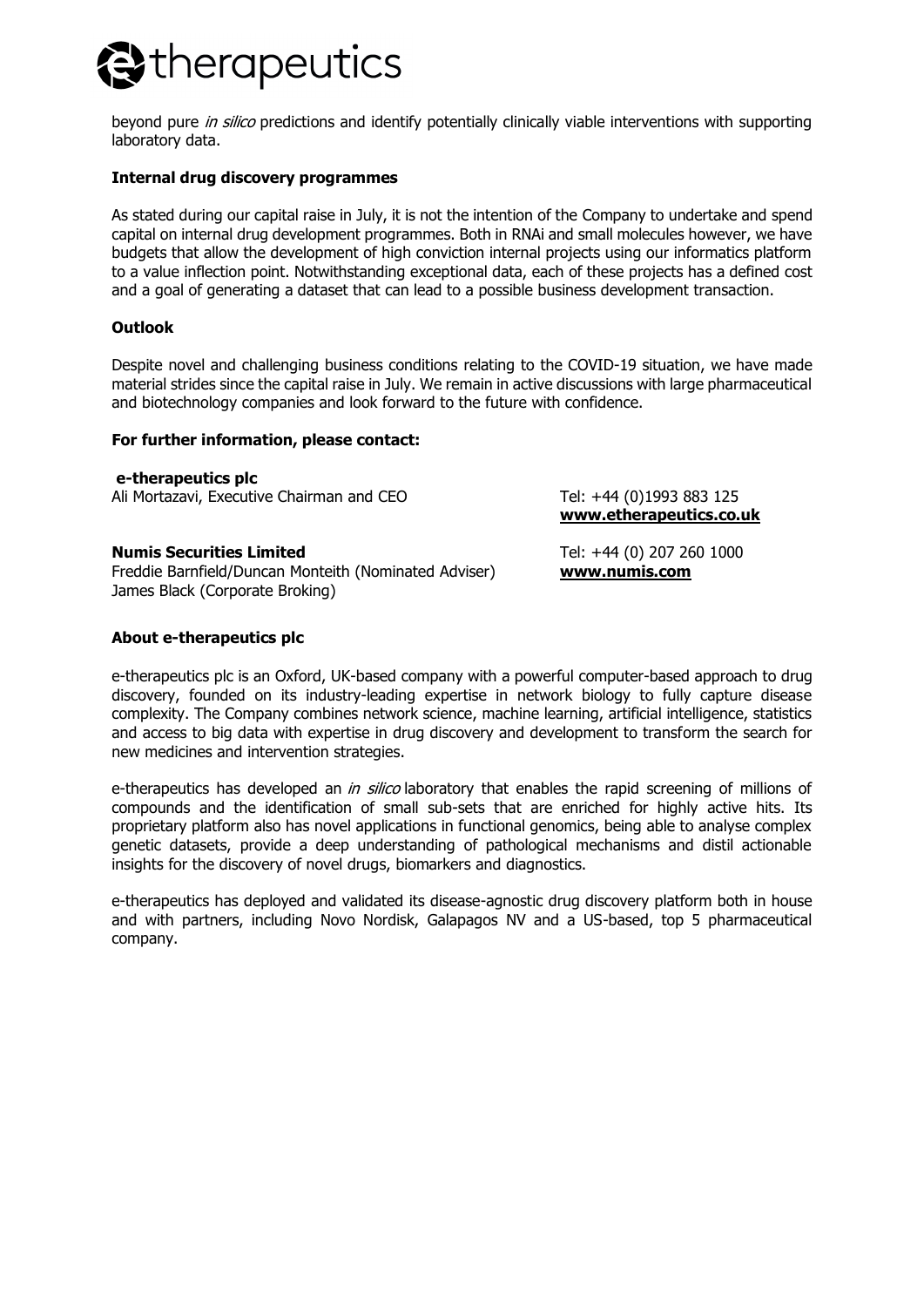beyond pure *in silico* predictions and identify potentially clinically viable interventions with supporting laboratory data.

**Internal drug discovery programmes**

As stated during our capital raise in July, it is not the intention of the Company to undertake and spend capital on internal drug development programmes. Both in RNAi and small molecules however, we have budgets that allow the development of high conviction internal projects using our informatics platform to a value inflection point. Notwithstanding exceptional data, each of these projects has a defined cost and a goal of generating a dataset that can lead to a possible business development transaction.

**Outlook**

Despite novel and challenging business conditions relating to the COVID-19 situation, we have made material strides since the capital raise in July. We remain in active discussions with large pharmaceutical and biotechnology companies and look forward to the future with confidence.

**For further information, please contact:**

**e-therapeutics plc**
Ali Mortazavi, Executive Chairman and CEO
Tel: +44 (0)1993 883 125
**www.etherapeutics.co.uk**

**Numis Securities Limited**
Freddie Barnfield/Duncan Monteith (Nominated Adviser)
James Black (Corporate Broking)
Tel: +44 (0) 207 260 1000
**www.numis.com**

**About e-therapeutics plc**

e-therapeutics plc is an Oxford, UK-based company with a powerful computer-based approach to drug discovery, founded on its industry-leading expertise in network biology to fully capture disease complexity. The Company combines network science, machine learning, artificial intelligence, statistics and access to big data with expertise in drug discovery and development to transform the search for new medicines and intervention strategies.

e-therapeutics has developed an *in silico* laboratory that enables the rapid screening of millions of compounds and the identification of small sub-sets that are enriched for highly active hits. Its proprietary platform also has novel applications in functional genomics, being able to analyse complex genetic datasets, provide a deep understanding of pathological mechanisms and distil actionable insights for the discovery of novel drugs, biomarkers and diagnostics.

e-therapeutics has deployed and validated its disease-agnostic drug discovery platform both in house and with partners, including Novo Nordisk, Galapagos NV and a US-based, top 5 pharmaceutical company.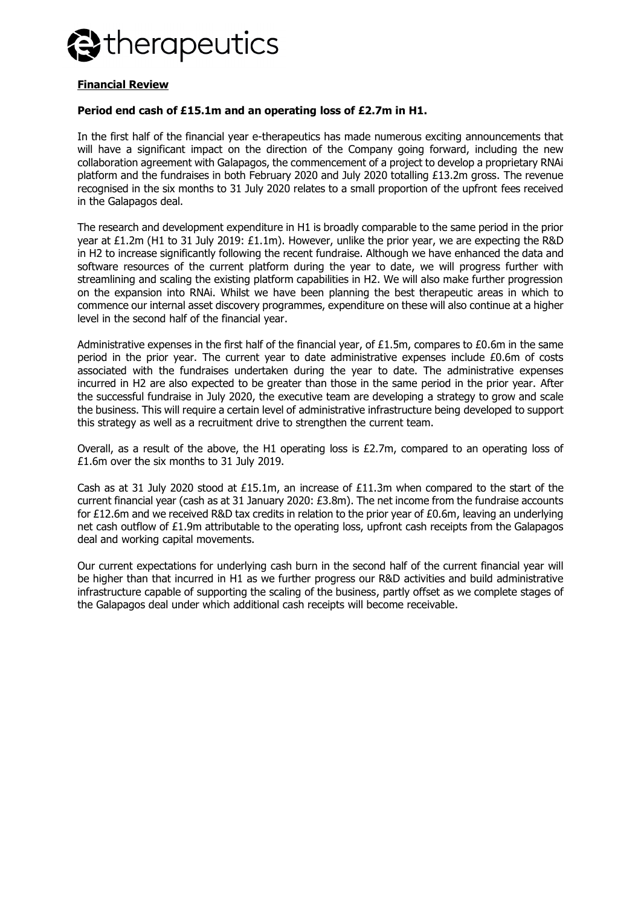## Financial Review

**Period end cash of £15.1m and an operating loss of £2.7m in H1.**

In the first half of the financial year e-therapeutics has made numerous exciting announcements that will have a significant impact on the direction of the Company going forward, including the new collaboration agreement with Galapagos, the commencement of a project to develop a proprietary RNAi platform and the fundraises in both February 2020 and July 2020 totalling £13.2m gross. The revenue recognised in the six months to 31 July 2020 relates to a small proportion of the upfront fees received in the Galapagos deal.

The research and development expenditure in H1 is broadly comparable to the same period in the prior year at £1.2m (H1 to 31 July 2019: £1.1m). However, unlike the prior year, we are expecting the R&D in H2 to increase significantly following the recent fundraise. Although we have enhanced the data and software resources of the current platform during the year to date, we will progress further with streamlining and scaling the existing platform capabilities in H2. We will also make further progression on the expansion into RNAi. Whilst we have been planning the best therapeutic areas in which to commence our internal asset discovery programmes, expenditure on these will also continue at a higher level in the second half of the financial year.

Administrative expenses in the first half of the financial year, of £1.5m, compares to £0.6m in the same period in the prior year. The current year to date administrative expenses include £0.6m of costs associated with the fundraises undertaken during the year to date. The administrative expenses incurred in H2 are also expected to be greater than those in the same period in the prior year. After the successful fundraise in July 2020, the executive team are developing a strategy to grow and scale the business. This will require a certain level of administrative infrastructure being developed to support this strategy as well as a recruitment drive to strengthen the current team.

Overall, as a result of the above, the H1 operating loss is £2.7m, compared to an operating loss of £1.6m over the six months to 31 July 2019.

Cash as at 31 July 2020 stood at £15.1m, an increase of £11.3m when compared to the start of the current financial year (cash as at 31 January 2020: £3.8m). The net income from the fundraise accounts for £12.6m and we received R&D tax credits in relation to the prior year of £0.6m, leaving an underlying net cash outflow of £1.9m attributable to the operating loss, upfront cash receipts from the Galapagos deal and working capital movements.

Our current expectations for underlying cash burn in the second half of the current financial year will be higher than that incurred in H1 as we further progress our R&D activities and build administrative infrastructure capable of supporting the scaling of the business, partly offset as we complete stages of the Galapagos deal under which additional cash receipts will become receivable.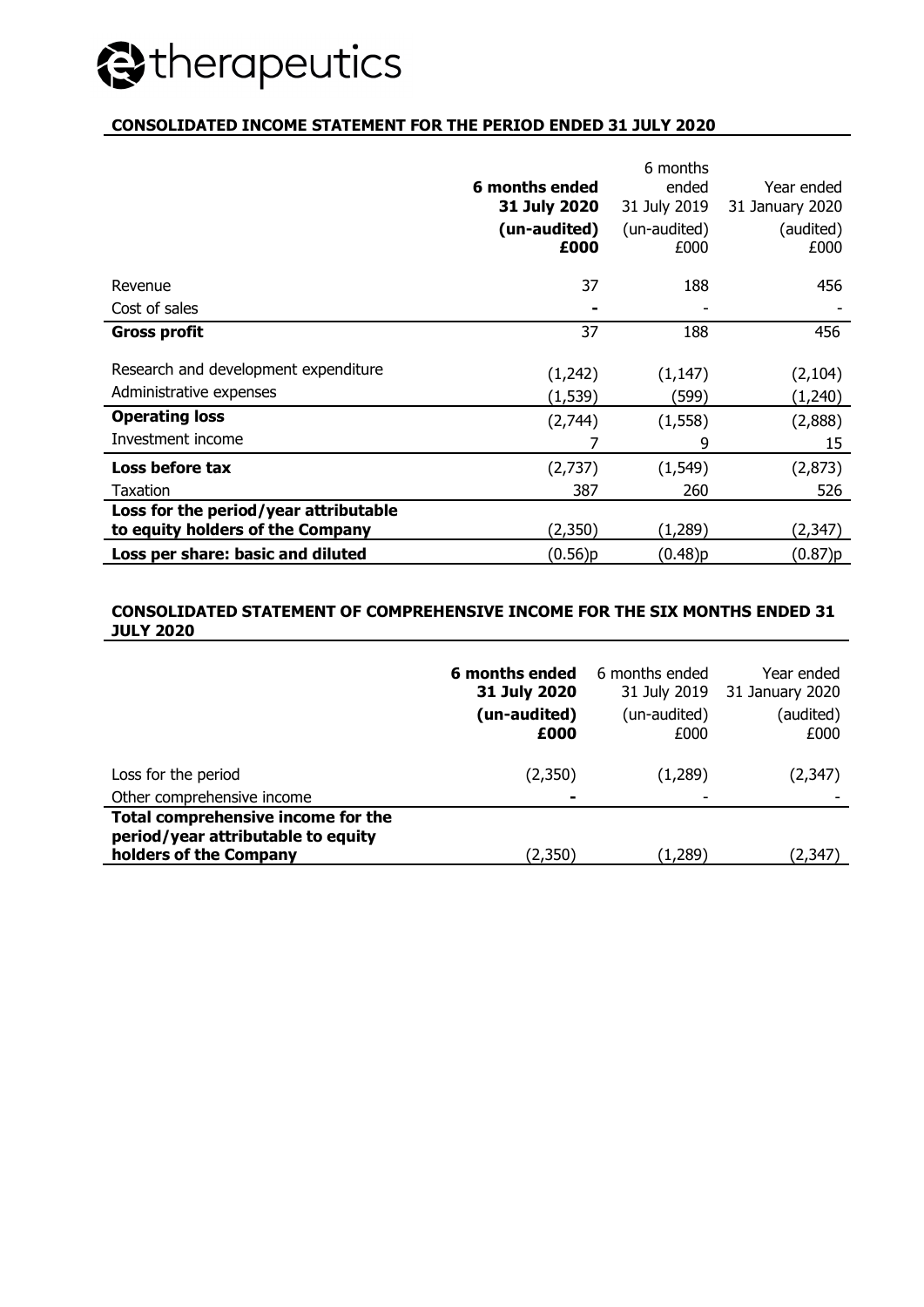e therapeutics

**CONSOLIDATED INCOME STATEMENT FOR THE PERIOD ENDED 31 JULY 2020**

| | **6 months ended 31 July 2020** | 6 months ended 31 July 2019 | Year ended 31 January 2020 |
|---|---|---|---|
| | **(un-audited) £000** | (un-audited) £000 | (audited) £000 |
| Revenue | 37 | 188 | 456 |
| Cost of sales | - | - | - |
| **Gross profit** | 37 | 188 | 456 |
| Research and development expenditure | (1,242) | (1,147) | (2,104) |
| Administrative expenses | (1,539) | (599) | (1,240) |
| **Operating loss** | (2,744) | (1,558) | (2,888) |
| Investment income | 7 | 9 | 15 |
| **Loss before tax** | (2,737) | (1,549) | (2,873) |
| Taxation | 387 | 260 | 526 |
| **Loss for the period/year attributable to equity holders of the Company** | (2,350) | (1,289) | (2,347) |
| **Loss per share: basic and diluted** | (0.56)p | (0.48)p | (0.87)p |

**CONSOLIDATED STATEMENT OF COMPREHENSIVE INCOME FOR THE SIX MONTHS ENDED 31 JULY 2020**

| | **6 months ended 31 July 2020** | 6 months ended 31 July 2019 | Year ended 31 January 2020 |
|---|---|---|---|
| | **(un-audited) £000** | (un-audited) £000 | (audited) £000 |
| Loss for the period | (2,350) | (1,289) | (2,347) |
| Other comprehensive income | - | - | - |
| **Total comprehensive income for the period/year attributable to equity holders of the Company** | (2,350) | (1,289) | (2,347) |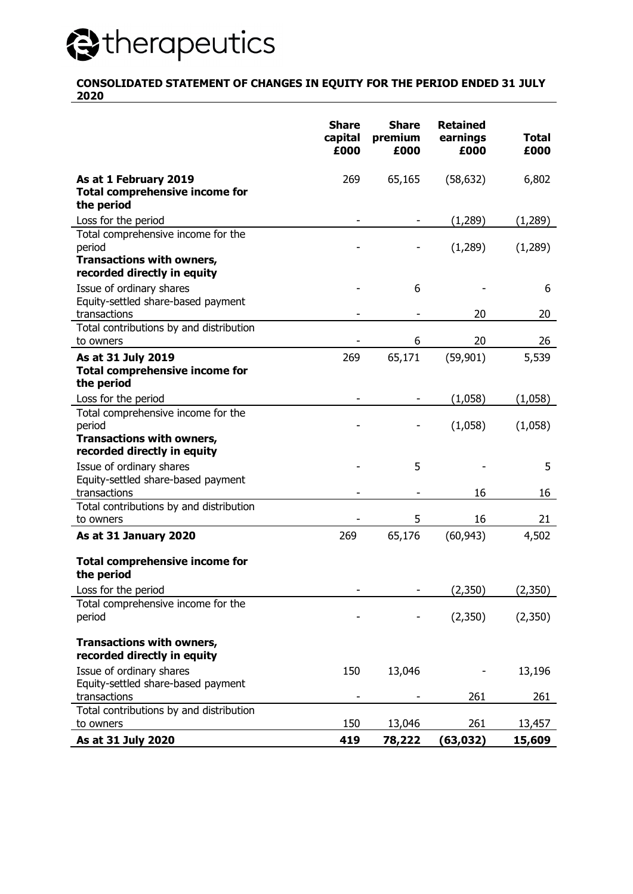e therapeutics

## CONSOLIDATED STATEMENT OF CHANGES IN EQUITY FOR THE PERIOD ENDED 31 JULY 2020

| | Share capital £000 | Share premium £000 | Retained earnings £000 | Total £000 |
|---|---|---|---|---|
| **As at 1 February 2019** | 269 | 65,165 | (58,632) | 6,802 |
| **Total comprehensive income for the period** | | | | |
| Loss for the period | - | - | (1,289) | (1,289) |
| Total comprehensive income for the period | - | - | (1,289) | (1,289) |
| **Transactions with owners, recorded directly in equity** | | | | |
| Issue of ordinary shares | - | 6 | - | 6 |
| Equity-settled share-based payment transactions | - | - | 20 | 20 |
| Total contributions by and distribution to owners | - | 6 | 20 | 26 |
| **As at 31 July 2019** | 269 | 65,171 | (59,901) | 5,539 |
| **Total comprehensive income for the period** | | | | |
| Loss for the period | - | - | (1,058) | (1,058) |
| Total comprehensive income for the period | - | - | (1,058) | (1,058) |
| **Transactions with owners, recorded directly in equity** | | | | |
| Issue of ordinary shares | - | 5 | - | 5 |
| Equity-settled share-based payment transactions | - | - | 16 | 16 |
| Total contributions by and distribution to owners | - | 5 | 16 | 21 |
| **As at 31 January 2020** | 269 | 65,176 | (60,943) | 4,502 |
| **Total comprehensive income for the period** | | | | |
| Loss for the period | - | - | (2,350) | (2,350) |
| Total comprehensive income for the period | - | - | (2,350) | (2,350) |
| **Transactions with owners, recorded directly in equity** | | | | |
| Issue of ordinary shares | 150 | 13,046 | - | 13,196 |
| Equity-settled share-based payment transactions | - | - | 261 | 261 |
| Total contributions by and distribution to owners | 150 | 13,046 | 261 | 13,457 |
| **As at 31 July 2020** | **419** | **78,222** | **(63,032)** | **15,609** |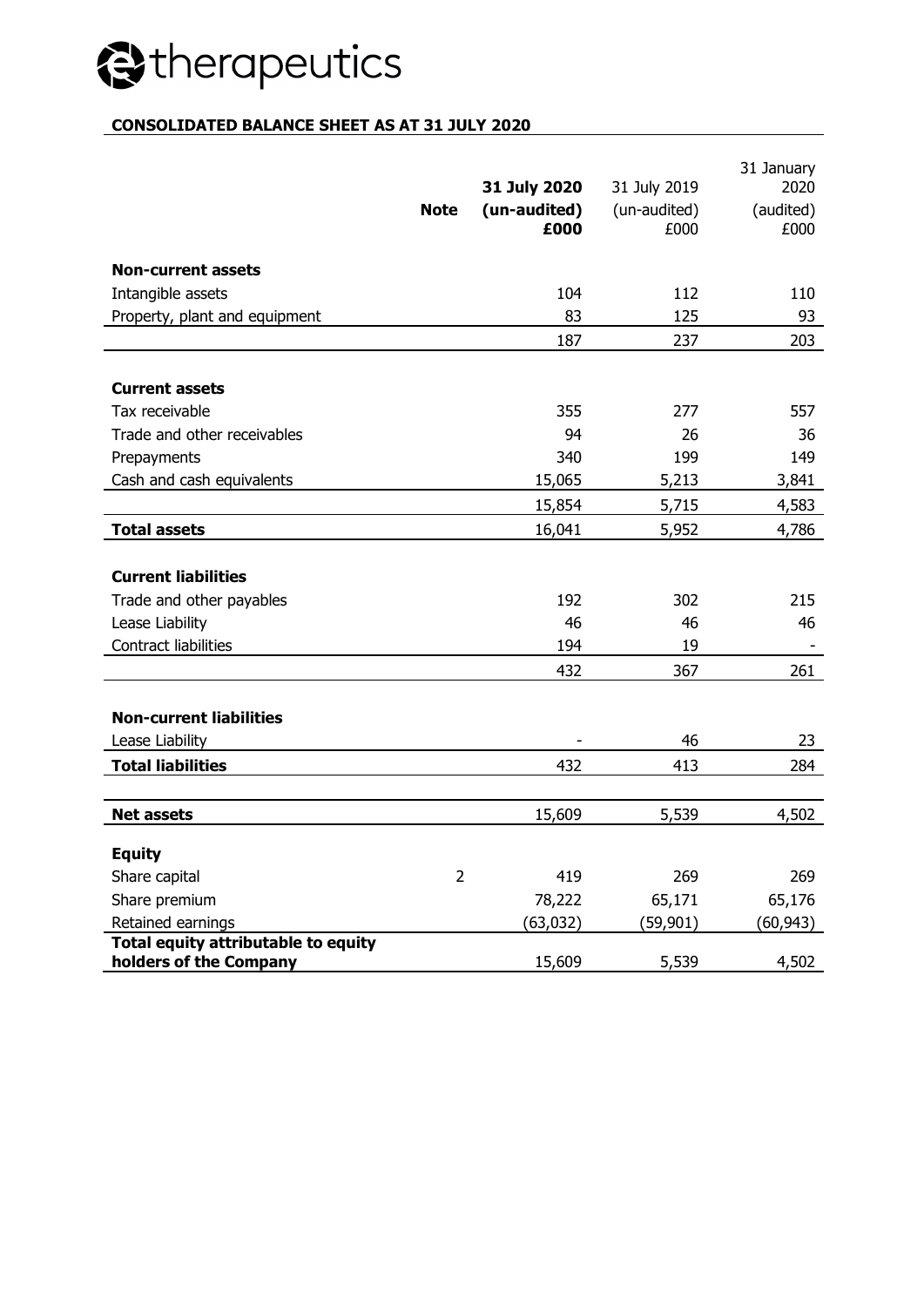e therapeutics

**CONSOLIDATED BALANCE SHEET AS AT 31 JULY 2020**

| | Note | **31 July 2020 (un-audited) £000** | 31 July 2019 (un-audited) £000 | 31 January 2020 (audited) £000 |
|---|---|---|---|---|
| **Non-current assets** | | | | |
| Intangible assets | | 104 | 112 | 110 |
| Property, plant and equipment | | 83 | 125 | 93 |
| | | 187 | 237 | 203 |
| **Current assets** | | | | |
| Tax receivable | | 355 | 277 | 557 |
| Trade and other receivables | | 94 | 26 | 36 |
| Prepayments | | 340 | 199 | 149 |
| Cash and cash equivalents | | 15,065 | 5,213 | 3,841 |
| | | 15,854 | 5,715 | 4,583 |
| **Total assets** | | 16,041 | 5,952 | 4,786 |
| **Current liabilities** | | | | |
| Trade and other payables | | 192 | 302 | 215 |
| Lease Liability | | 46 | 46 | 46 |
| Contract liabilities | | 194 | 19 | - |
| | | 432 | 367 | 261 |
| **Non-current liabilities** | | | | |
| Lease Liability | | - | 46 | 23 |
| **Total liabilities** | | 432 | 413 | 284 |
| **Net assets** | | 15,609 | 5,539 | 4,502 |
| **Equity** | | | | |
| Share capital | 2 | 419 | 269 | 269 |
| Share premium | | 78,222 | 65,171 | 65,176 |
| Retained earnings | | (63,032) | (59,901) | (60,943) |
| **Total equity attributable to equity holders of the Company** | | 15,609 | 5,539 | 4,502 |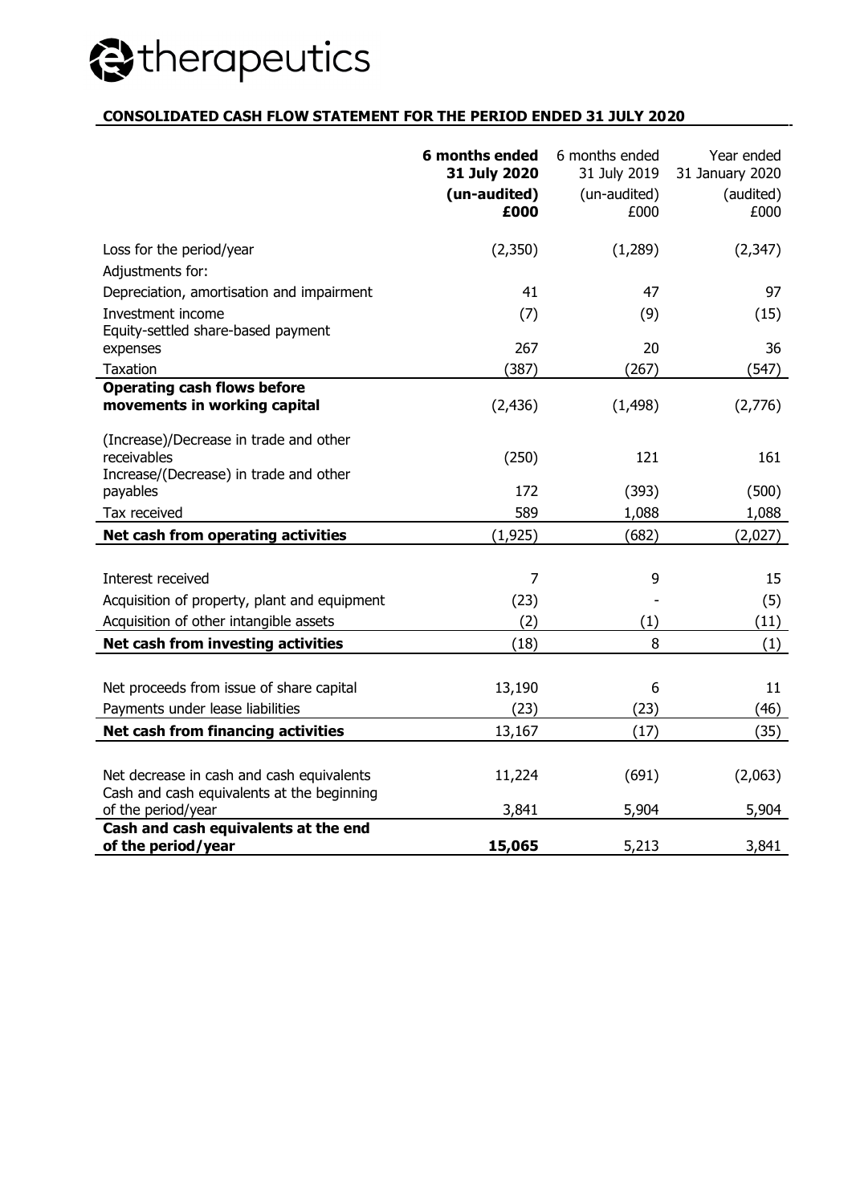e therapeutics

## CONSOLIDATED CASH FLOW STATEMENT FOR THE PERIOD ENDED 31 JULY 2020

| | **6 months ended 31 July 2020 (un-audited) £000** | 6 months ended 31 July 2019 (un-audited) £000 | Year ended 31 January 2020 (audited) £000 |
|---|---|---|---|
| Loss for the period/year | (2,350) | (1,289) | (2,347) |
| Adjustments for: | | | |
| Depreciation, amortisation and impairment | 41 | 47 | 97 |
| Investment income | (7) | (9) | (15) |
| Equity-settled share-based payment expenses | 267 | 20 | 36 |
| Taxation | (387) | (267) | (547) |
| **Operating cash flows before movements in working capital** | (2,436) | (1,498) | (2,776) |
| (Increase)/Decrease in trade and other receivables | (250) | 121 | 161 |
| Increase/(Decrease) in trade and other payables | 172 | (393) | (500) |
| Tax received | 589 | 1,088 | 1,088 |
| **Net cash from operating activities** | (1,925) | (682) | (2,027) |
| | | | |
| Interest received | 7 | 9 | 15 |
| Acquisition of property, plant and equipment | (23) | - | (5) |
| Acquisition of other intangible assets | (2) | (1) | (11) |
| **Net cash from investing activities** | (18) | 8 | (1) |
| | | | |
| Net proceeds from issue of share capital | 13,190 | 6 | 11 |
| Payments under lease liabilities | (23) | (23) | (46) |
| **Net cash from financing activities** | 13,167 | (17) | (35) |
| | | | |
| Net decrease in cash and cash equivalents | 11,224 | (691) | (2,063) |
| Cash and cash equivalents at the beginning of the period/year | 3,841 | 5,904 | 5,904 |
| **Cash and cash equivalents at the end of the period/year** | **15,065** | 5,213 | 3,841 |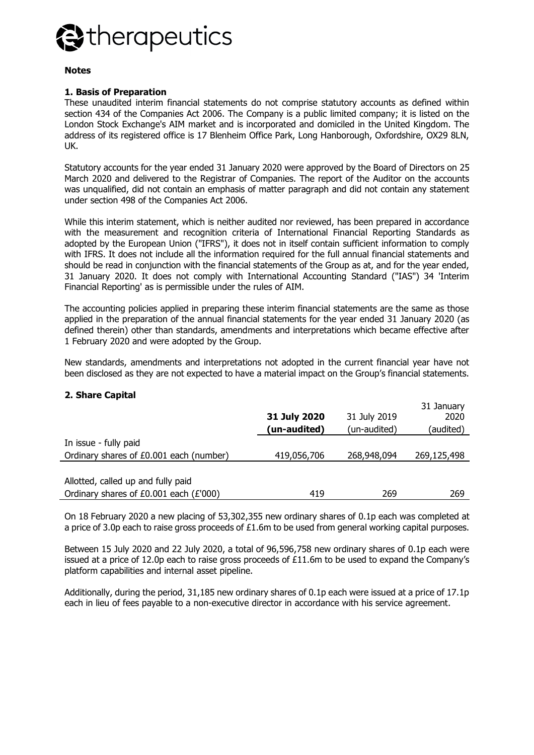## Notes

### 1. Basis of Preparation

These unaudited interim financial statements do not comprise statutory accounts as defined within section 434 of the Companies Act 2006. The Company is a public limited company; it is listed on the London Stock Exchange's AIM market and is incorporated and domiciled in the United Kingdom. The address of its registered office is 17 Blenheim Office Park, Long Hanborough, Oxfordshire, OX29 8LN, UK.

Statutory accounts for the year ended 31 January 2020 were approved by the Board of Directors on 25 March 2020 and delivered to the Registrar of Companies. The report of the Auditor on the accounts was unqualified, did not contain an emphasis of matter paragraph and did not contain any statement under section 498 of the Companies Act 2006.

While this interim statement, which is neither audited nor reviewed, has been prepared in accordance with the measurement and recognition criteria of International Financial Reporting Standards as adopted by the European Union ("IFRS"), it does not in itself contain sufficient information to comply with IFRS. It does not include all the information required for the full annual financial statements and should be read in conjunction with the financial statements of the Group as at, and for the year ended, 31 January 2020. It does not comply with International Accounting Standard ("IAS") 34 'Interim Financial Reporting' as is permissible under the rules of AIM.

The accounting policies applied in preparing these interim financial statements are the same as those applied in the preparation of the annual financial statements for the year ended 31 January 2020 (as defined therein) other than standards, amendments and interpretations which became effective after 1 February 2020 and were adopted by the Group.

New standards, amendments and interpretations not adopted in the current financial year have not been disclosed as they are not expected to have a material impact on the Group's financial statements.

### 2. Share Capital

| | **31 July 2020 (un-audited)** | 31 July 2019 (un-audited) | 31 January 2020 (audited) |
|---|---|---|---|
| In issue - fully paid | | | |
| Ordinary shares of £0.001 each (number) | 419,056,706 | 268,948,094 | 269,125,498 |
| | | | |
| Allotted, called up and fully paid | | | |
| Ordinary shares of £0.001 each (£'000) | 419 | 269 | 269 |

On 18 February 2020 a new placing of 53,302,355 new ordinary shares of 0.1p each was completed at a price of 3.0p each to raise gross proceeds of £1.6m to be used from general working capital purposes.

Between 15 July 2020 and 22 July 2020, a total of 96,596,758 new ordinary shares of 0.1p each were issued at a price of 12.0p each to raise gross proceeds of £11.6m to be used to expand the Company's platform capabilities and internal asset pipeline.

Additionally, during the period, 31,185 new ordinary shares of 0.1p each were issued at a price of 17.1p each in lieu of fees payable to a non-executive director in accordance with his service agreement.